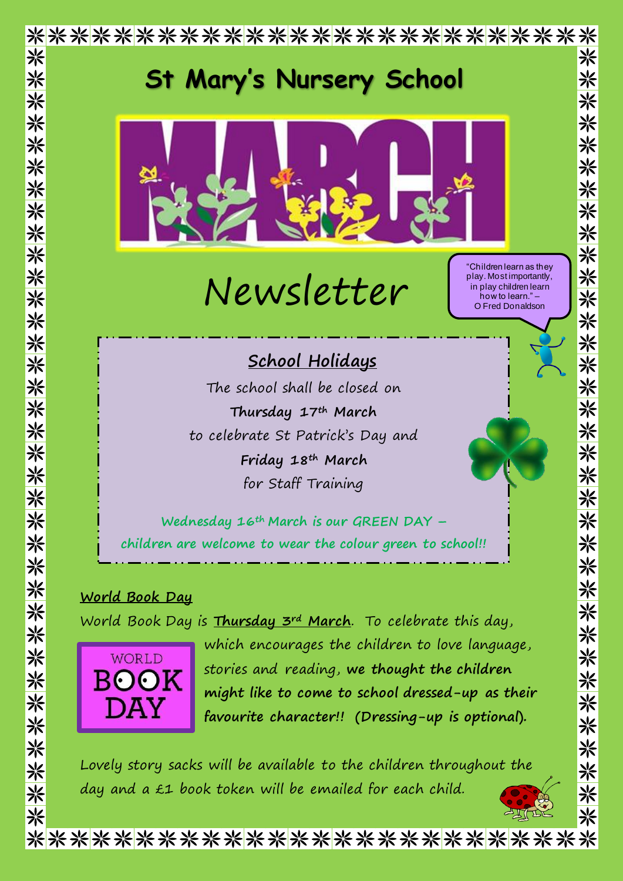# St Mary's Nursery School

MARCH

# Newsletter

"Children learn as they play. Most importantly, in play children learn how to learn." – O Fred Donaldson

## School Holidays

The school shall be closed on

**Thursday 17th March**

to celebrate St Patrick's Day and

**Friday 18th March**

for Staff Training

**Wednesday 16th March is our GREEN DAY – children are welcome to wear the colour green to school!!**

**World Book Day**

World Book Day is **Thursday 3rd March**. To celebrate this day, which encourages the children to love language, stories and reading, **we thought the children might like to come to school dressed-up as their favourite character!! (Dressing-up is optional).**

WORLD BOOK DAY

Lovely story sacks will be available to the children throughout the day and a £1 book token will be emailed for each child.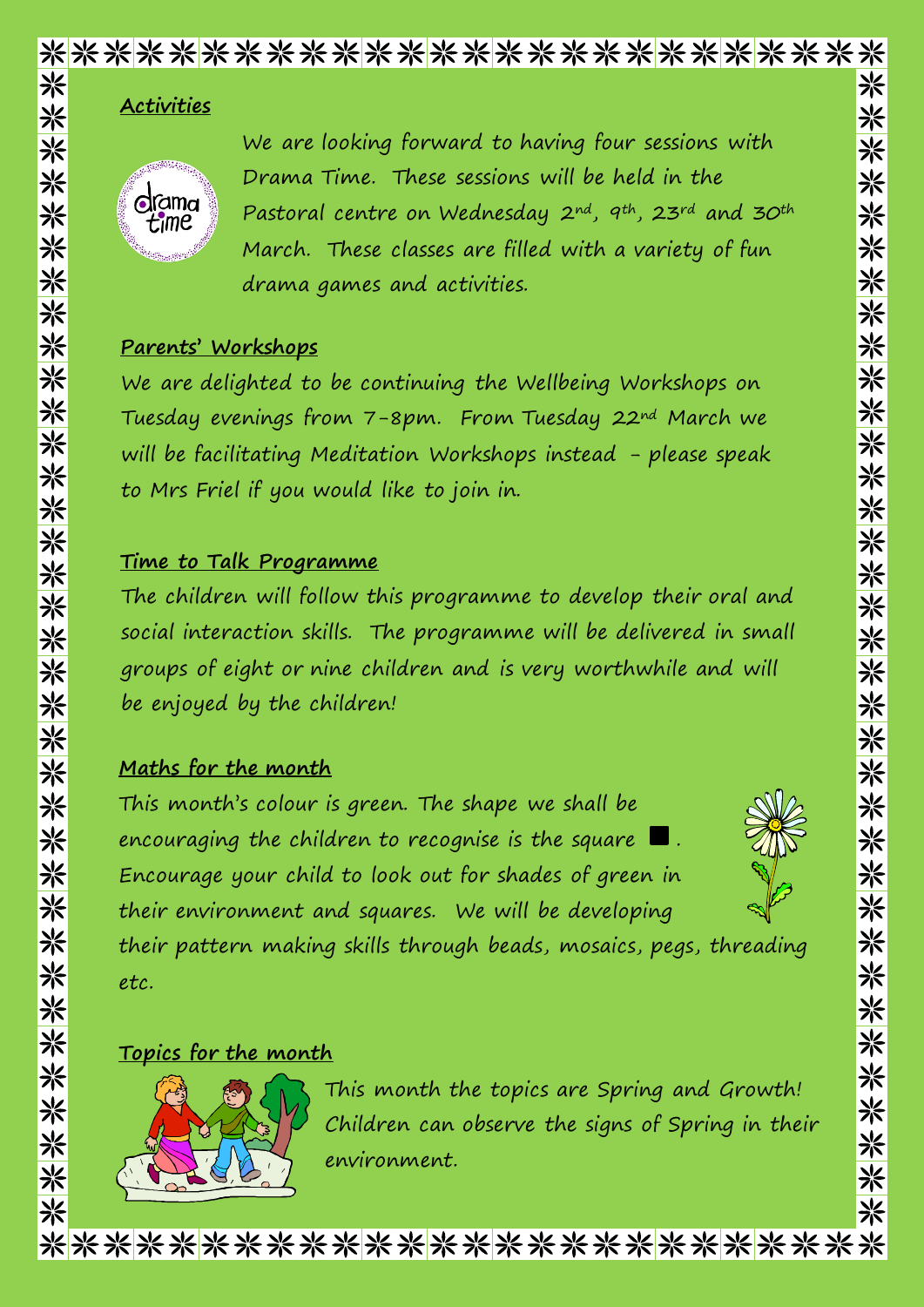## Activities

We are looking forward to having four sessions with Drama Time. These sessions will be held in the Pastoral centre on Wednesday 2nd, 9th, 23rd and 30th March. These classes are filled with a variety of fun drama games and activities.

## Parents' Workshops

We are delighted to be continuing the Wellbeing Workshops on Tuesday evenings from 7-8pm. From Tuesday 22nd March we will be facilitating Meditation Workshops instead - please speak to Mrs Friel if you would like to join in.

## Time to Talk Programme

The children will follow this programme to develop their oral and social interaction skills. The programme will be delivered in small groups of eight or nine children and is very worthwhile and will be enjoyed by the children!

## Maths for the month

This month's colour is green. The shape we shall be encouraging the children to recognise is the square ■. Encourage your child to look out for shades of green in their environment and squares. We will be developing their pattern making skills through beads, mosaics, pegs, threading etc.

## Topics for the month

This month the topics are Spring and Growth! Children can observe the signs of Spring in their environment.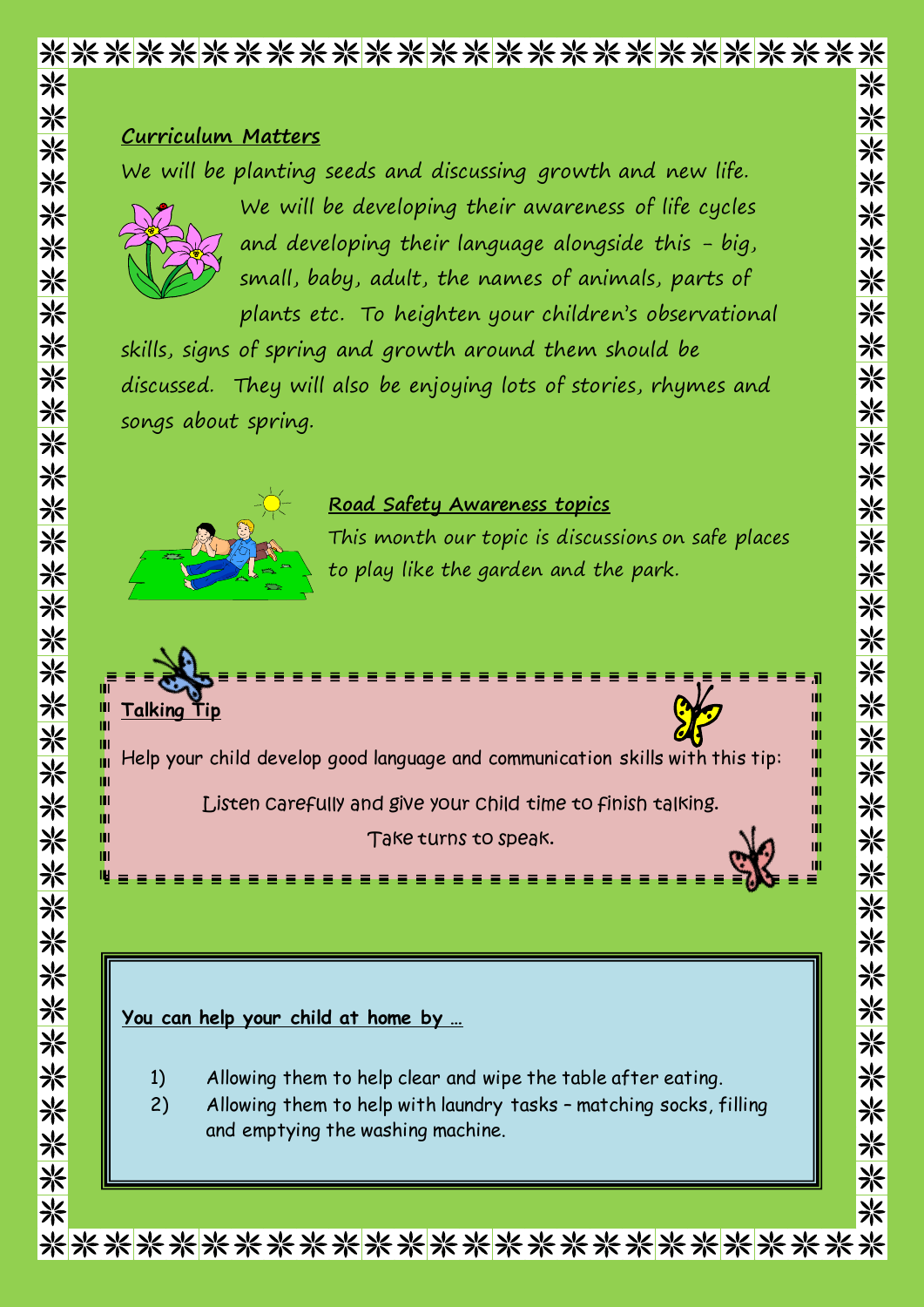## Curriculum Matters

We will be planting seeds and discussing growth and new life. We will be developing their awareness of life cycles and developing their language alongside this – big, small, baby, adult, the names of animals, parts of plants etc. To heighten your children's observational skills, signs of spring and growth around them should be discussed. They will also be enjoying lots of stories, rhymes and songs about spring.

## Road Safety Awareness topics

This month our topic is discussions on safe places to play like the garden and the park.

## Talking Tip

Help your child develop good language and communication skills with this tip:

Listen carefully and give your child time to finish talking.

Take turns to speak.

## You can help your child at home by …

1) Allowing them to help clear and wipe the table after eating.
2) Allowing them to help with laundry tasks – matching socks, filling and emptying the washing machine.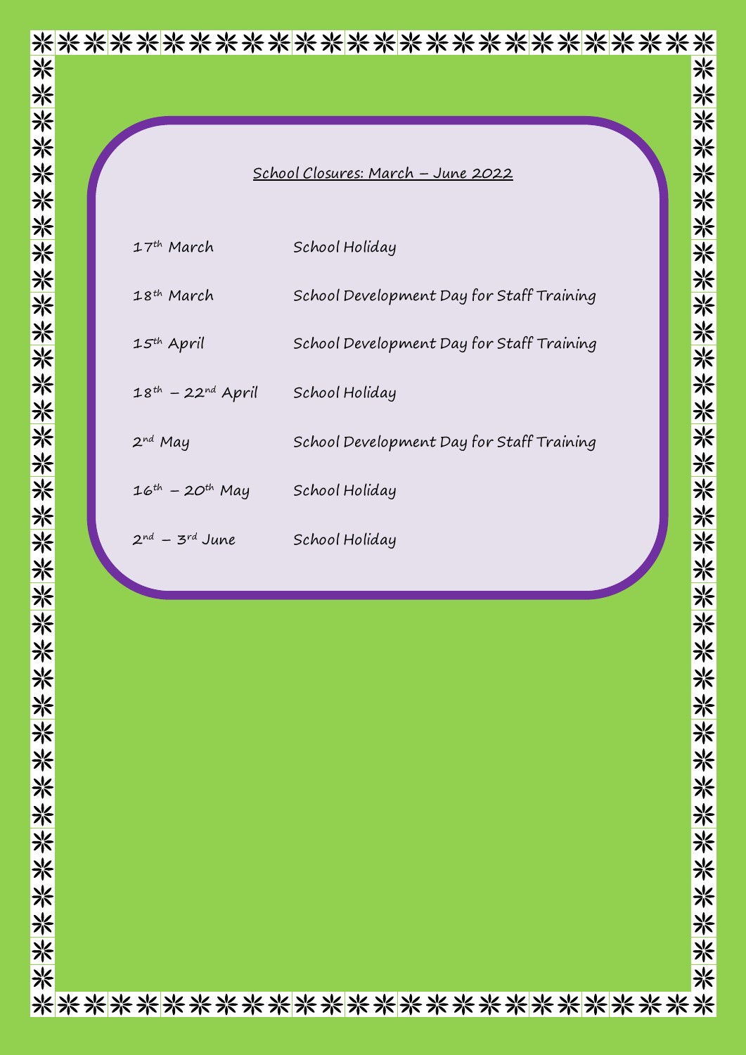## School Closures: March – June 2022

| | |
|---|---|
| 17th March | School Holiday |
| 18th March | School Development Day for Staff Training |
| 15th April | School Development Day for Staff Training |
| 18th – 22nd April | School Holiday |
| 2nd May | School Development Day for Staff Training |
| 16th – 20th May | School Holiday |
| 2nd – 3rd June | School Holiday |